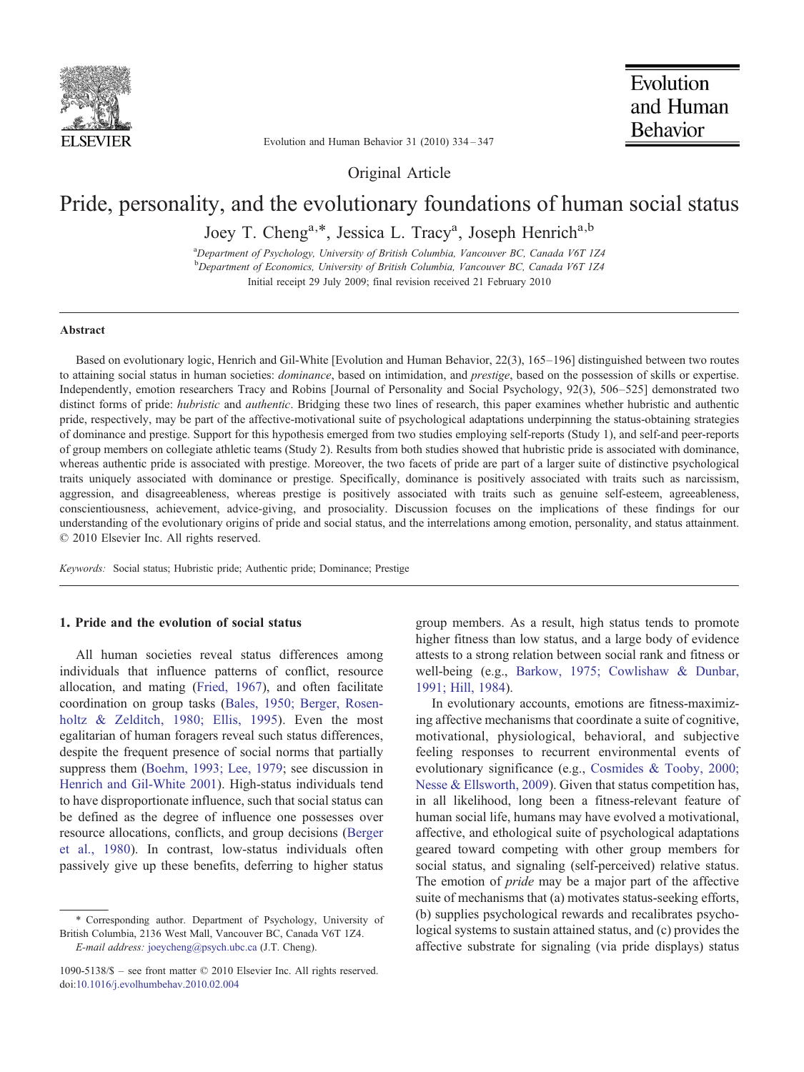Original Article

# Pride, personality, and the evolutionary foundations of human social status

Joey T. Cheng[a,*], Jessica L. Tracy[a], Joseph Henrich[a,b]

[a]Department of Psychology, University of British Columbia, Vancouver BC, Canada V6T 1Z4
[b]Department of Economics, University of British Columbia, Vancouver BC, Canada V6T 1Z4

Initial receipt 29 July 2009; final revision received 21 February 2010

## Abstract

Based on evolutionary logic, Henrich and Gil-White [Evolution and Human Behavior, 22(3), 165–196] distinguished between two routes to attaining social status in human societies: *dominance*, based on intimidation, and *prestige*, based on the possession of skills or expertise. Independently, emotion researchers Tracy and Robins [Journal of Personality and Social Psychology, 92(3), 506–525] demonstrated two distinct forms of pride: *hubristic* and *authentic*. Bridging these two lines of research, this paper examines whether hubristic and authentic pride, respectively, may be part of the affective-motivational suite of psychological adaptations underpinning the status-obtaining strategies of dominance and prestige. Support for this hypothesis emerged from two studies employing self-reports (Study 1), and self-and peer-reports of group members on collegiate athletic teams (Study 2). Results from both studies showed that hubristic pride is associated with dominance, whereas authentic pride is associated with prestige. Moreover, the two facets of pride are part of a larger suite of distinctive psychological traits uniquely associated with dominance or prestige. Specifically, dominance is positively associated with traits such as narcissism, aggression, and disagreeableness, whereas prestige is positively associated with traits such as genuine self-esteem, agreeableness, conscientiousness, achievement, advice-giving, and prosociality. Discussion focuses on the implications of these findings for our understanding of the evolutionary origins of pride and social status, and the interrelations among emotion, personality, and status attainment.
© 2010 Elsevier Inc. All rights reserved.

*Keywords:* Social status; Hubristic pride; Authentic pride; Dominance; Prestige

## 1. Pride and the evolution of social status

All human societies reveal status differences among individuals that influence patterns of conflict, resource allocation, and mating (Fried, 1967), and often facilitate coordination on group tasks (Bales, 1950; Berger, Rosenholtz & Zelditch, 1980; Ellis, 1995). Even the most egalitarian of human foragers reveal such status differences, despite the frequent presence of social norms that partially suppress them (Boehm, 1993; Lee, 1979; see discussion in Henrich and Gil-White 2001). High-status individuals tend to have disproportionate influence, such that social status can be defined as the degree of influence one possesses over resource allocations, conflicts, and group decisions (Berger et al., 1980). In contrast, low-status individuals often passively give up these benefits, deferring to higher status group members. As a result, high status tends to promote higher fitness than low status, and a large body of evidence attests to a strong relation between social rank and fitness or well-being (e.g., Barkow, 1975; Cowlishaw & Dunbar, 1991; Hill, 1984).

In evolutionary accounts, emotions are fitness-maximizing affective mechanisms that coordinate a suite of cognitive, motivational, physiological, behavioral, and subjective feeling responses to recurrent environmental events of evolutionary significance (e.g., Cosmides & Tooby, 2000; Nesse & Ellsworth, 2009). Given that status competition has, in all likelihood, long been a fitness-relevant feature of human social life, humans may have evolved a motivational, affective, and ethological suite of psychological adaptations geared toward competing with other group members for social status, and signaling (self-perceived) relative status. The emotion of *pride* may be a major part of the affective suite of mechanisms that (a) motivates status-seeking efforts, (b) supplies psychological rewards and recalibrates psychological systems to sustain attained status, and (c) provides the affective substrate for signaling (via pride displays) status

\* Corresponding author. Department of Psychology, University of British Columbia, 2136 West Mall, Vancouver BC, Canada V6T 1Z4.
*E-mail address:* joeycheng@psych.ubc.ca (J.T. Cheng).

1090-5138/$ – see front matter © 2010 Elsevier Inc. All rights reserved.
doi:10.1016/j.evolhumbehav.2010.02.004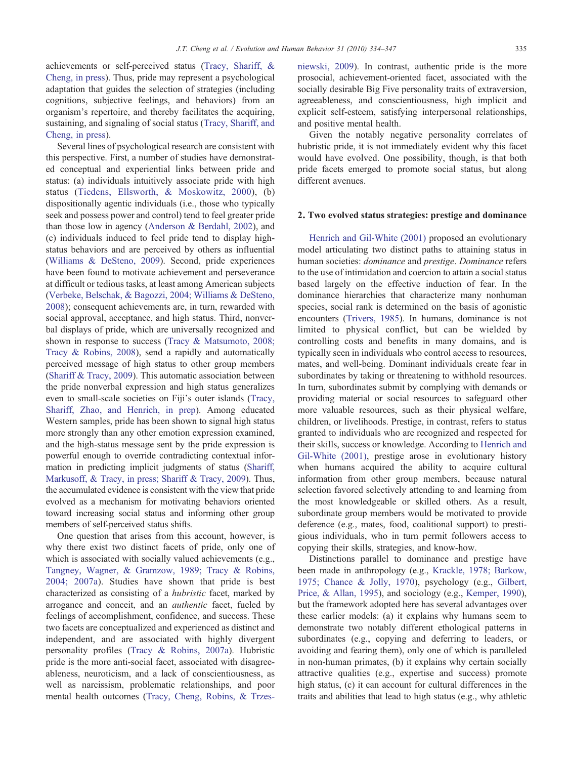achievements or self-perceived status (Tracy, Shariff, & Cheng, in press). Thus, pride may represent a psychological adaptation that guides the selection of strategies (including cognitions, subjective feelings, and behaviors) from an organism's repertoire, and thereby facilitates the acquiring, sustaining, and signaling of social status (Tracy, Shariff, and Cheng, in press).

Several lines of psychological research are consistent with this perspective. First, a number of studies have demonstrated conceptual and experiential links between pride and status: (a) individuals intuitively associate pride with high status (Tiedens, Ellsworth, & Moskowitz, 2000), (b) dispositionally agentic individuals (i.e., those who typically seek and possess power and control) tend to feel greater pride than those low in agency (Anderson & Berdahl, 2002), and (c) individuals induced to feel pride tend to display high-status behaviors and are perceived by others as influential (Williams & DeSteno, 2009). Second, pride experiences have been found to motivate achievement and perseverance at difficult or tedious tasks, at least among American subjects (Verbeke, Belschak, & Bagozzi, 2004; Williams & DeSteno, 2008); consequent achievements are, in turn, rewarded with social approval, acceptance, and high status. Third, nonverbal displays of pride, which are universally recognized and shown in response to success (Tracy & Matsumoto, 2008; Tracy & Robins, 2008), send a rapidly and automatically perceived message of high status to other group members (Shariff & Tracy, 2009). This automatic association between the pride nonverbal expression and high status generalizes even to small-scale societies on Fiji's outer islands (Tracy, Shariff, Zhao, and Henrich, in prep). Among educated Western samples, pride has been shown to signal high status more strongly than any other emotion expression examined, and the high-status message sent by the pride expression is powerful enough to override contradicting contextual information in predicting implicit judgments of status (Shariff, Markusoff, & Tracy, in press; Shariff & Tracy, 2009). Thus, the accumulated evidence is consistent with the view that pride evolved as a mechanism for motivating behaviors oriented toward increasing social status and informing other group members of self-perceived status shifts.

One question that arises from this account, however, is why there exist two distinct facets of pride, only one of which is associated with socially valued achievements (e.g., Tangney, Wagner, & Gramzow, 1989; Tracy & Robins, 2004; 2007a). Studies have shown that pride is best characterized as consisting of a *hubristic* facet, marked by arrogance and conceit, and an *authentic* facet, fueled by feelings of accomplishment, confidence, and success. These two facets are conceptualized and experienced as distinct and independent, and are associated with highly divergent personality profiles (Tracy & Robins, 2007a). Hubristic pride is the more anti-social facet, associated with disagreeableness, neuroticism, and a lack of conscientiousness, as well as narcissism, problematic relationships, and poor mental health outcomes (Tracy, Cheng, Robins, & Trzesniewski, 2009). In contrast, authentic pride is the more prosocial, achievement-oriented facet, associated with the socially desirable Big Five personality traits of extraversion, agreeableness, and conscientiousness, high implicit and explicit self-esteem, satisfying interpersonal relationships, and positive mental health.

Given the notably negative personality correlates of hubristic pride, it is not immediately evident why this facet would have evolved. One possibility, though, is that both pride facets emerged to promote social status, but along different avenues.

## 2. Two evolved status strategies: prestige and dominance

Henrich and Gil-White (2001) proposed an evolutionary model articulating two distinct paths to attaining status in human societies: *dominance* and *prestige*. *Dominance* refers to the use of intimidation and coercion to attain a social status based largely on the effective induction of fear. In the dominance hierarchies that characterize many nonhuman species, social rank is determined on the basis of agonistic encounters (Trivers, 1985). In humans, dominance is not limited to physical conflict, but can be wielded by controlling costs and benefits in many domains, and is typically seen in individuals who control access to resources, mates, and well-being. Dominant individuals create fear in subordinates by taking or threatening to withhold resources. In turn, subordinates submit by complying with demands or providing material or social resources to safeguard other more valuable resources, such as their physical welfare, children, or livelihoods. Prestige, in contrast, refers to status granted to individuals who are recognized and respected for their skills, success or knowledge. According to Henrich and Gil-White (2001), prestige arose in evolutionary history when humans acquired the ability to acquire cultural information from other group members, because natural selection favored selectively attending to and learning from the most knowledgeable or skilled others. As a result, subordinate group members would be motivated to provide deference (e.g., mates, food, coalitional support) to prestigious individuals, who in turn permit followers access to copying their skills, strategies, and know-how.

Distinctions parallel to dominance and prestige have been made in anthropology (e.g., Krackle, 1978; Barkow, 1975; Chance & Jolly, 1970), psychology (e.g., Gilbert, Price, & Allan, 1995), and sociology (e.g., Kemper, 1990), but the framework adopted here has several advantages over these earlier models: (a) it explains why humans seem to demonstrate two notably different ethological patterns in subordinates (e.g., copying and deferring to leaders, or avoiding and fearing them), only one of which is paralleled in non-human primates, (b) it explains why certain socially attractive qualities (e.g., expertise and success) promote high status, (c) it can account for cultural differences in the traits and abilities that lead to high status (e.g., why athletic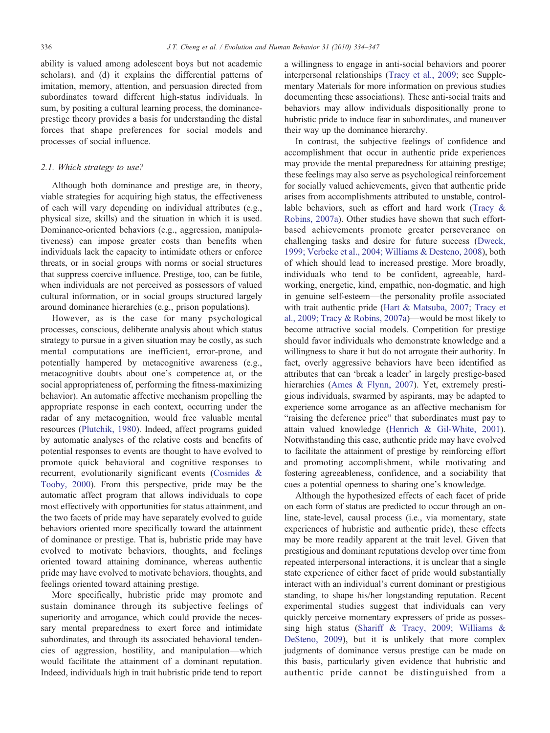ability is valued among adolescent boys but not academic scholars), and (d) it explains the differential patterns of imitation, memory, attention, and persuasion directed from subordinates toward different high-status individuals. In sum, by positing a cultural learning process, the dominance-prestige theory provides a basis for understanding the distal forces that shape preferences for social models and processes of social influence.

### 2.1. Which strategy to use?

Although both dominance and prestige are, in theory, viable strategies for acquiring high status, the effectiveness of each will vary depending on individual attributes (e.g., physical size, skills) and the situation in which it is used. Dominance-oriented behaviors (e.g., aggression, manipulativeness) can impose greater costs than benefits when individuals lack the capacity to intimidate others or enforce threats, or in social groups with norms or social structures that suppress coercive influence. Prestige, too, can be futile, when individuals are not perceived as possessors of valued cultural information, or in social groups structured largely around dominance hierarchies (e.g., prison populations).

However, as is the case for many psychological processes, conscious, deliberate analysis about which status strategy to pursue in a given situation may be costly, as such mental computations are inefficient, error-prone, and potentially hampered by metacognitive awareness (e.g., metacognitive doubts about one's competence at, or the social appropriateness of, performing the fitness-maximizing behavior). An automatic affective mechanism propelling the appropriate response in each context, occurring under the radar of any metacognition, would free valuable mental resources (Plutchik, 1980). Indeed, affect programs guided by automatic analyses of the relative costs and benefits of potential responses to events are thought to have evolved to promote quick behavioral and cognitive responses to recurrent, evolutionarily significant events (Cosmides & Tooby, 2000). From this perspective, pride may be the automatic affect program that allows individuals to cope most effectively with opportunities for status attainment, and the two facets of pride may have separately evolved to guide behaviors oriented more specifically toward the attainment of dominance or prestige. That is, hubristic pride may have evolved to motivate behaviors, thoughts, and feelings oriented toward attaining dominance, whereas authentic pride may have evolved to motivate behaviors, thoughts, and feelings oriented toward attaining prestige.

More specifically, hubristic pride may promote and sustain dominance through its subjective feelings of superiority and arrogance, which could provide the necessary mental preparedness to exert force and intimidate subordinates, and through its associated behavioral tendencies of aggression, hostility, and manipulation—which would facilitate the attainment of a dominant reputation. Indeed, individuals high in trait hubristic pride tend to report a willingness to engage in anti-social behaviors and poorer interpersonal relationships (Tracy et al., 2009; see Supplementary Materials for more information on previous studies documenting these associations). These anti-social traits and behaviors may allow individuals dispositionally prone to hubristic pride to induce fear in subordinates, and maneuver their way up the dominance hierarchy.

In contrast, the subjective feelings of confidence and accomplishment that occur in authentic pride experiences may provide the mental preparedness for attaining prestige; these feelings may also serve as psychological reinforcement for socially valued achievements, given that authentic pride arises from accomplishments attributed to unstable, controllable behaviors, such as effort and hard work (Tracy & Robins, 2007a). Other studies have shown that such effort-based achievements promote greater perseverance on challenging tasks and desire for future success (Dweck, 1999; Verbeke et al., 2004; Williams & Desteno, 2008), both of which should lead to increased prestige. More broadly, individuals who tend to be confident, agreeable, hard-working, energetic, kind, empathic, non-dogmatic, and high in genuine self-esteem—the personality profile associated with trait authentic pride (Hart & Matsuba, 2007; Tracy et al., 2009; Tracy & Robins, 2007a)—would be most likely to become attractive social models. Competition for prestige should favor individuals who demonstrate knowledge and a willingness to share it but do not arrogate their authority. In fact, overly aggressive behaviors have been identified as attributes that can 'break a leader' in largely prestige-based hierarchies (Ames & Flynn, 2007). Yet, extremely prestigious individuals, swarmed by aspirants, may be adapted to experience some arrogance as an affective mechanism for "raising the deference price" that subordinates must pay to attain valued knowledge (Henrich & Gil-White, 2001). Notwithstanding this case, authentic pride may have evolved to facilitate the attainment of prestige by reinforcing effort and promoting accomplishment, while motivating and fostering agreeableness, confidence, and a sociability that cues a potential openness to sharing one's knowledge.

Although the hypothesized effects of each facet of pride on each form of status are predicted to occur through an online, state-level, causal process (i.e., via momentary, state experiences of hubristic and authentic pride), these effects may be more readily apparent at the trait level. Given that prestigious and dominant reputations develop over time from repeated interpersonal interactions, it is unclear that a single state experience of either facet of pride would substantially interact with an individual's current dominant or prestigious standing, to shape his/her longstanding reputation. Recent experimental studies suggest that individuals can very quickly perceive momentary expressers of pride as possessing high status (Shariff & Tracy, 2009; Williams & DeSteno, 2009), but it is unlikely that more complex judgments of dominance versus prestige can be made on this basis, particularly given evidence that hubristic and authentic pride cannot be distinguished from a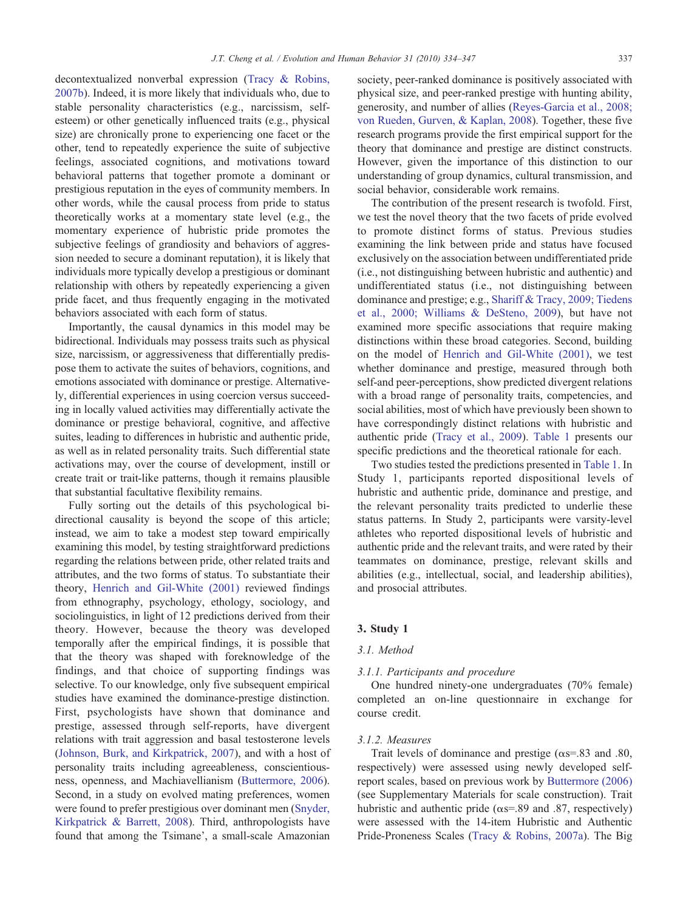decontextualized nonverbal expression (Tracy & Robins, 2007b). Indeed, it is more likely that individuals who, due to stable personality characteristics (e.g., narcissism, self-esteem) or other genetically influenced traits (e.g., physical size) are chronically prone to experiencing one facet or the other, tend to repeatedly experience the suite of subjective feelings, associated cognitions, and motivations toward behavioral patterns that together promote a dominant or prestigious reputation in the eyes of community members. In other words, while the causal process from pride to status theoretically works at a momentary state level (e.g., the momentary experience of hubristic pride promotes the subjective feelings of grandiosity and behaviors of aggression needed to secure a dominant reputation), it is likely that individuals more typically develop a prestigious or dominant relationship with others by repeatedly experiencing a given pride facet, and thus frequently engaging in the motivated behaviors associated with each form of status.

Importantly, the causal dynamics in this model may be bidirectional. Individuals may possess traits such as physical size, narcissism, or aggressiveness that differentially predispose them to activate the suites of behaviors, cognitions, and emotions associated with dominance or prestige. Alternatively, differential experiences in using coercion versus succeeding in locally valued activities may differentially activate the dominance or prestige behavioral, cognitive, and affective suites, leading to differences in hubristic and authentic pride, as well as in related personality traits. Such differential state activations may, over the course of development, instill or create trait or trait-like patterns, though it remains plausible that substantial facultative flexibility remains.

Fully sorting out the details of this psychological bidirectional causality is beyond the scope of this article; instead, we aim to take a modest step toward empirically examining this model, by testing straightforward predictions regarding the relations between pride, other related traits and attributes, and the two forms of status. To substantiate their theory, Henrich and Gil-White (2001) reviewed findings from ethnography, psychology, ethology, sociology, and sociolinguistics, in light of 12 predictions derived from their theory. However, because the theory was developed temporally after the empirical findings, it is possible that that the theory was shaped with foreknowledge of the findings, and that choice of supporting findings was selective. To our knowledge, only five subsequent empirical studies have examined the dominance-prestige distinction. First, psychologists have shown that dominance and prestige, assessed through self-reports, have divergent relations with trait aggression and basal testosterone levels (Johnson, Burk, and Kirkpatrick, 2007), and with a host of personality traits including agreeableness, conscientiousness, openness, and Machiavellianism (Buttermore, 2006). Second, in a study on evolved mating preferences, women were found to prefer prestigious over dominant men (Snyder, Kirkpatrick & Barrett, 2008). Third, anthropologists have found that among the Tsimane', a small-scale Amazonian society, peer-ranked dominance is positively associated with physical size, and peer-ranked prestige with hunting ability, generosity, and number of allies (Reyes-Garcia et al., 2008; von Rueden, Gurven, & Kaplan, 2008). Together, these five research programs provide the first empirical support for the theory that dominance and prestige are distinct constructs. However, given the importance of this distinction to our understanding of group dynamics, cultural transmission, and social behavior, considerable work remains.

The contribution of the present research is twofold. First, we test the novel theory that the two facets of pride evolved to promote distinct forms of status. Previous studies examining the link between pride and status have focused exclusively on the association between undifferentiated pride (i.e., not distinguishing between hubristic and authentic) and undifferentiated status (i.e., not distinguishing between dominance and prestige; e.g., Shariff & Tracy, 2009; Tiedens et al., 2000; Williams & DeSteno, 2009), but have not examined more specific associations that require making distinctions within these broad categories. Second, building on the model of Henrich and Gil-White (2001), we test whether dominance and prestige, measured through both self-and peer-perceptions, show predicted divergent relations with a broad range of personality traits, competencies, and social abilities, most of which have previously been shown to have correspondingly distinct relations with hubristic and authentic pride (Tracy et al., 2009). Table 1 presents our specific predictions and the theoretical rationale for each.

Two studies tested the predictions presented in Table 1. In Study 1, participants reported dispositional levels of hubristic and authentic pride, dominance and prestige, and the relevant personality traits predicted to underlie these status patterns. In Study 2, participants were varsity-level athletes who reported dispositional levels of hubristic and authentic pride and the relevant traits, and were rated by their teammates on dominance, prestige, relevant skills and abilities (e.g., intellectual, social, and leadership abilities), and prosocial attributes.

## 3. Study 1

### 3.1. Method

#### 3.1.1. Participants and procedure

One hundred ninety-one undergraduates (70% female) completed an on-line questionnaire in exchange for course credit.

#### 3.1.2. Measures

Trait levels of dominance and prestige (αs=.83 and .80, respectively) were assessed using newly developed self-report scales, based on previous work by Buttermore (2006) (see Supplementary Materials for scale construction). Trait hubristic and authentic pride (αs=.89 and .87, respectively) were assessed with the 14-item Hubristic and Authentic Pride-Proneness Scales (Tracy & Robins, 2007a). The Big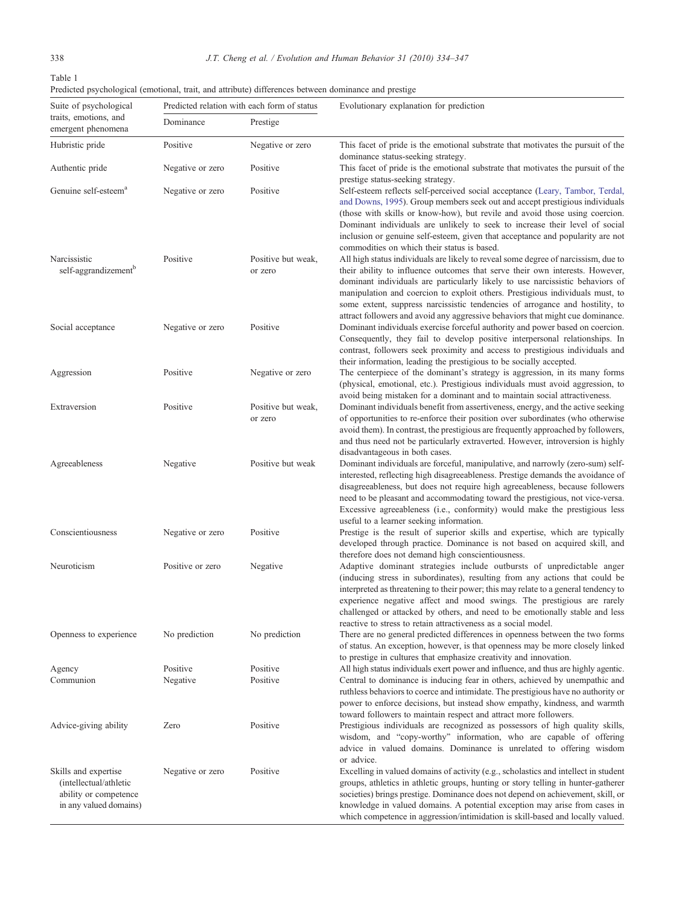Table 1

Predicted psychological (emotional, trait, and attribute) differences between dominance and prestige

| Suite of psychological traits, emotions, and emergent phenomena | Predicted relation with each form of status | | Evolutionary explanation for prediction |
|---|---|---|---|
| | Dominance | Prestige | |
| Hubristic pride | Positive | Negative or zero | This facet of pride is the emotional substrate that motivates the pursuit of the dominance status-seeking strategy. |
| Authentic pride | Negative or zero | Positive | This facet of pride is the emotional substrate that motivates the pursuit of the prestige status-seeking strategy. |
| Genuine self-esteem[a] | Negative or zero | Positive | Self-esteem reflects self-perceived social acceptance (Leary, Tambor, Terdal, and Downs, 1995). Group members seek out and accept prestigious individuals (those with skills or know-how), but revile and avoid those using coercion. Dominant individuals are unlikely to seek to increase their level of social inclusion or genuine self-esteem, given that acceptance and popularity are not commodities on which their status is based. |
| Narcissistic self-aggrandizement[b] | Positive | Positive but weak, or zero | All high status individuals are likely to reveal some degree of narcissism, due to their ability to influence outcomes that serve their own interests. However, dominant individuals are particularly likely to use narcissistic behaviors of manipulation and coercion to exploit others. Prestigious individuals must, to some extent, suppress narcissistic tendencies of arrogance and hostility, to attract followers and avoid any aggressive behaviors that might cue dominance. |
| Social acceptance | Negative or zero | Positive | Dominant individuals exercise forceful authority and power based on coercion. Consequently, they fail to develop positive interpersonal relationships. In contrast, followers seek proximity and access to prestigious individuals and their information, leading the prestigious to be socially accepted. |
| Aggression | Positive | Negative or zero | The centerpiece of the dominant's strategy is aggression, in its many forms (physical, emotional, etc.). Prestigious individuals must avoid aggression, to avoid being mistaken for a dominant and to maintain social attractiveness. |
| Extraversion | Positive | Positive but weak, or zero | Dominant individuals benefit from assertiveness, energy, and the active seeking of opportunities to re-enforce their position over subordinates (who otherwise avoid them). In contrast, the prestigious are frequently approached by followers, and thus need not be particularly extraverted. However, introversion is highly disadvantageous in both cases. |
| Agreeableness | Negative | Positive but weak | Dominant individuals are forceful, manipulative, and narrowly (zero-sum) self-interested, reflecting high disagreeableness. Prestige demands the avoidance of disagreeableness, but does not require high agreeableness, because followers need to be pleasant and accommodating toward the prestigious, not vice-versa. Excessive agreeableness (i.e., conformity) would make the prestigious less useful to a learner seeking information. |
| Conscientiousness | Negative or zero | Positive | Prestige is the result of superior skills and expertise, which are typically developed through practice. Dominance is not based on acquired skill, and therefore does not demand high conscientiousness. |
| Neuroticism | Positive or zero | Negative | Adaptive dominant strategies include outbursts of unpredictable anger (inducing stress in subordinates), resulting from any actions that could be interpreted as threatening to their power; this may relate to a general tendency to experience negative affect and mood swings. The prestigious are rarely challenged or attacked by others, and need to be emotionally stable and less reactive to stress to retain attractiveness as a social model. |
| Openness to experience | No prediction | No prediction | There are no general predicted differences in openness between the two forms of status. An exception, however, is that openness may be more closely linked to prestige in cultures that emphasize creativity and innovation. |
| Agency | Positive | Positive | All high status individuals exert power and influence, and thus are highly agentic. |
| Communion | Negative | Positive | Central to dominance is inducing fear in others, achieved by unempathic and ruthless behaviors to coerce and intimidate. The prestigious have no authority or power to enforce decisions, but instead show empathy, kindness, and warmth toward followers to maintain respect and attract more followers. |
| Advice-giving ability | Zero | Positive | Prestigious individuals are recognized as possessors of high quality skills, wisdom, and "copy-worthy" information, who are capable of offering advice in valued domains. Dominance is unrelated to offering wisdom or advice. |
| Skills and expertise (intellectual/athletic ability or competence in any valued domains) | Negative or zero | Positive | Excelling in valued domains of activity (e.g., scholastics and intellect in student groups, athletics in athletic groups, hunting or story telling in hunter-gatherer societies) brings prestige. Dominance does not depend on achievement, skill, or knowledge in valued domains. A potential exception may arise from cases in which competence in aggression/intimidation is skill-based and locally valued. |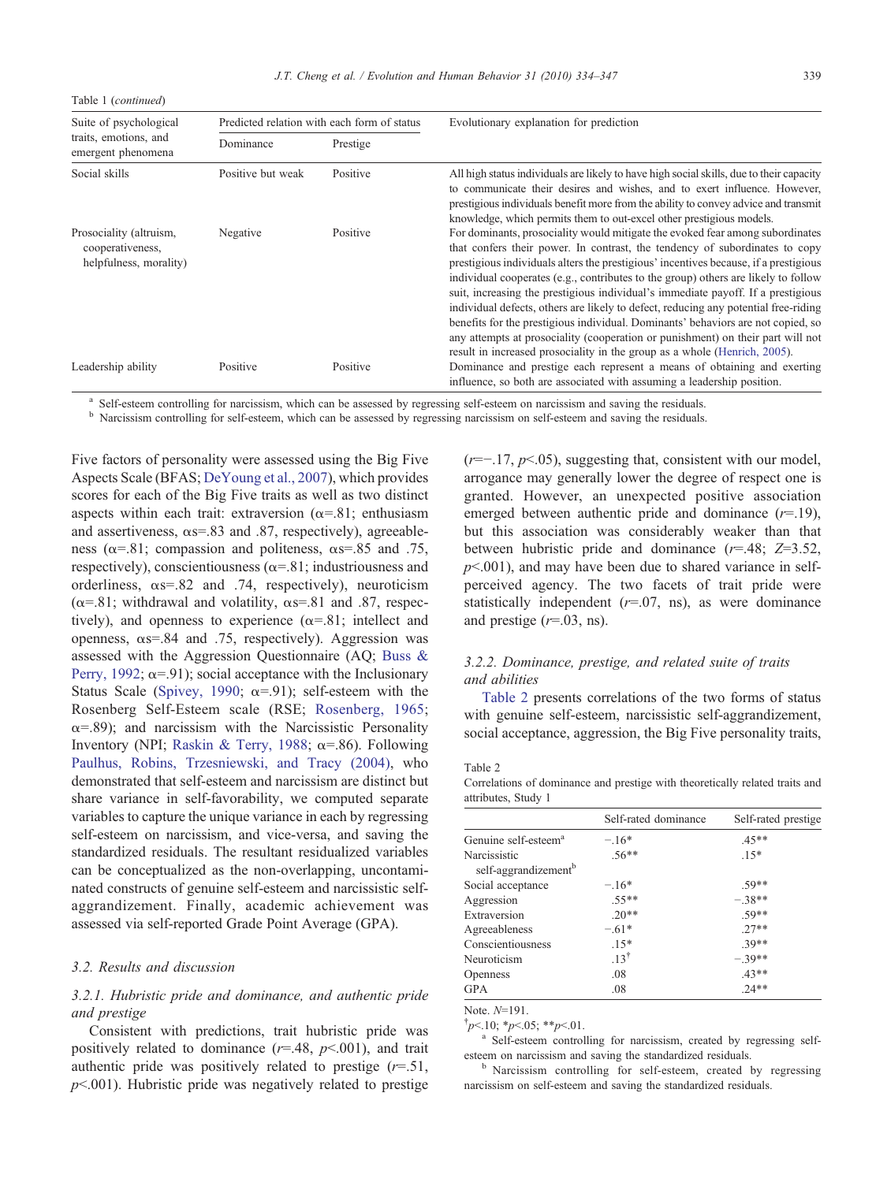Table 1 (*continued*)

| Suite of psychological traits, emotions, and emergent phenomena | Predicted relation with each form of status | | Evolutionary explanation for prediction |
|---|---|---|---|
| | Dominance | Prestige | |
| Social skills | Positive but weak | Positive | All high status individuals are likely to have high social skills, due to their capacity to communicate their desires and wishes, and to exert influence. However, prestigious individuals benefit more from the ability to convey advice and transmit knowledge, which permits them to out-excel other prestigious models. |
| Prosociality (altruism, cooperativeness, helpfulness, morality) | Negative | Positive | For dominants, prosociality would mitigate the evoked fear among subordinates that confers their power. In contrast, the tendency of subordinates to copy prestigious individuals alters the prestigious' incentives because, if a prestigious individual cooperates (e.g., contributes to the group) others are likely to follow suit, increasing the prestigious individual's immediate payoff. If a prestigious individual defects, others are likely to defect, reducing any potential free-riding benefits for the prestigious individual. Dominants' behaviors are not copied, so any attempts at prosociality (cooperation or punishment) on their part will not result in increased prosociality in the group as a whole (Henrich, 2005). |
| Leadership ability | Positive | Positive | Dominance and prestige each represent a means of obtaining and exerting influence, so both are associated with assuming a leadership position. |

[a] Self-esteem controlling for narcissism, which can be assessed by regressing self-esteem on narcissism and saving the residuals.
[b] Narcissism controlling for self-esteem, which can be assessed by regressing narcissism on self-esteem and saving the residuals.

Five factors of personality were assessed using the Big Five Aspects Scale (BFAS; DeYoung et al., 2007), which provides scores for each of the Big Five traits as well as two distinct aspects within each trait: extraversion ($\alpha$=.81; enthusiasm and assertiveness, $\alpha$s=.83 and .87, respectively), agreeableness ($\alpha$=.81; compassion and politeness, $\alpha$s=.85 and .75, respectively), conscientiousness ($\alpha$=.81; industriousness and orderliness, $\alpha$s=.82 and .74, respectively), neuroticism ($\alpha$=.81; withdrawal and volatility, $\alpha$s=.81 and .87, respectively), and openness to experience ($\alpha$=.81; intellect and openness, $\alpha$s=.84 and .75, respectively). Aggression was assessed with the Aggression Questionnaire (AQ; Buss & Perry, 1992; $\alpha$=.91); social acceptance with the Inclusionary Status Scale (Spivey, 1990; $\alpha$=.91); self-esteem with the Rosenberg Self-Esteem scale (RSE; Rosenberg, 1965; $\alpha$=.89); and narcissism with the Narcissistic Personality Inventory (NPI; Raskin & Terry, 1988; $\alpha$=.86). Following Paulhus, Robins, Trzesniewski, and Tracy (2004), who demonstrated that self-esteem and narcissism are distinct but share variance in self-favorability, we computed separate variables to capture the unique variance in each by regressing self-esteem on narcissism, and vice-versa, and saving the standardized residuals. The resultant residualized variables can be conceptualized as the non-overlapping, uncontaminated constructs of genuine self-esteem and narcissistic self-aggrandizement. Finally, academic achievement was assessed via self-reported Grade Point Average (GPA).

### 3.2. Results and discussion

#### 3.2.1. Hubristic pride and dominance, and authentic pride and prestige

Consistent with predictions, trait hubristic pride was positively related to dominance ($r$=.48, $p$<.001), and trait authentic pride was positively related to prestige ($r$=.51, $p$<.001). Hubristic pride was negatively related to prestige ($r$=−.17, $p$<.05), suggesting that, consistent with our model, arrogance may generally lower the degree of respect one is granted. However, an unexpected positive association emerged between authentic pride and dominance ($r$=.19), but this association was considerably weaker than that between hubristic pride and dominance ($r$=.48; $Z$=3.52, $p$<.001), and may have been due to shared variance in self-perceived agency. The two facets of trait pride were statistically independent ($r$=.07, ns), as were dominance and prestige ($r$=.03, ns).

#### 3.2.2. Dominance, prestige, and related suite of traits and abilities

Table 2 presents correlations of the two forms of status with genuine self-esteem, narcissistic self-aggrandizement, social acceptance, aggression, the Big Five personality traits,

Table 2
Correlations of dominance and prestige with theoretically related traits and attributes, Study 1

| | Self-rated dominance | Self-rated prestige |
|---|---|---|
| Genuine self-esteem[a] | −.16* | .45** |
| Narcissistic self-aggrandizement[b] | .56** | .15* |
| Social acceptance | −.16* | .59** |
| Aggression | .55** | −.38** |
| Extraversion | .20** | .59** |
| Agreeableness | −.61* | .27** |
| Conscientiousness | .15* | .39** |
| Neuroticism | .13[†] | −.39** |
| Openness | .08 | .43** |
| GPA | .08 | .24** |

Note. $N$=191.
[†]$p$<.10; *$p$<.05; **$p$<.01.
[a] Self-esteem controlling for narcissism, created by regressing self-esteem on narcissism and saving the standardized residuals.
[b] Narcissism controlling for self-esteem, created by regressing narcissism on self-esteem and saving the standardized residuals.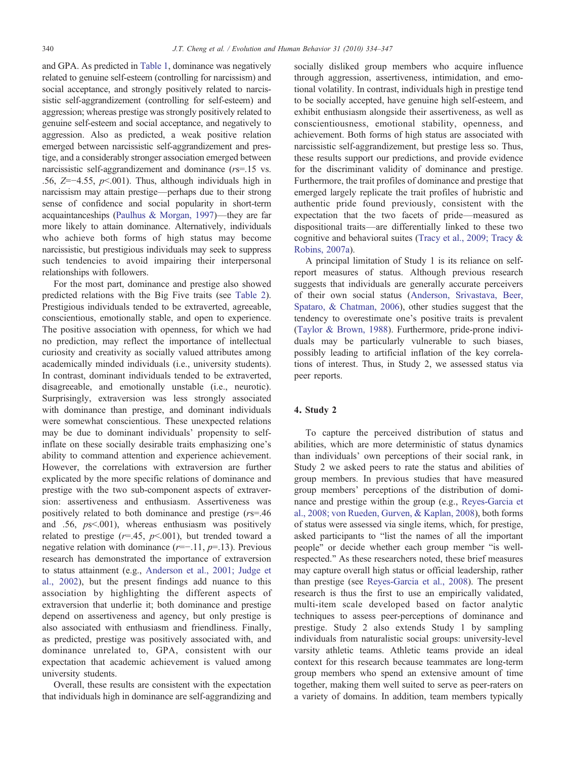and GPA. As predicted in Table 1, dominance was negatively related to genuine self-esteem (controlling for narcissism) and social acceptance, and strongly positively related to narcissistic self-aggrandizement (controlling for self-esteem) and aggression; whereas prestige was strongly positively related to genuine self-esteem and social acceptance, and negatively to aggression. Also as predicted, a weak positive relation emerged between narcissistic self-aggrandizement and prestige, and a considerably stronger association emerged between narcissistic self-aggrandizement and dominance ($r$s=.15 vs. .56, $Z$=−4.55, $p$<.001). Thus, although individuals high in narcissism may attain prestige—perhaps due to their strong sense of confidence and social popularity in short-term acquaintanceships (Paulhus & Morgan, 1997)—they are far more likely to attain dominance. Alternatively, individuals who achieve both forms of high status may become narcissistic, but prestigious individuals may seek to suppress such tendencies to avoid impairing their interpersonal relationships with followers.

For the most part, dominance and prestige also showed predicted relations with the Big Five traits (see Table 2). Prestigious individuals tended to be extraverted, agreeable, conscientious, emotionally stable, and open to experience. The positive association with openness, for which we had no prediction, may reflect the importance of intellectual curiosity and creativity as socially valued attributes among academically minded individuals (i.e., university students). In contrast, dominant individuals tended to be extraverted, disagreeable, and emotionally unstable (i.e., neurotic). Surprisingly, extraversion was less strongly associated with dominance than prestige, and dominant individuals were somewhat conscientious. These unexpected relations may be due to dominant individuals' propensity to self-inflate on these socially desirable traits emphasizing one's ability to command attention and experience achievement. However, the correlations with extraversion are further explicated by the more specific relations of dominance and prestige with the two sub-component aspects of extraversion: assertiveness and enthusiasm. Assertiveness was positively related to both dominance and prestige ($r$s=.46 and .56, $p$s<.001), whereas enthusiasm was positively related to prestige ($r$=.45, $p$<.001), but trended toward a negative relation with dominance ($r$=−.11, $p$=.13). Previous research has demonstrated the importance of extraversion to status attainment (e.g., Anderson et al., 2001; Judge et al., 2002), but the present findings add nuance to this association by highlighting the different aspects of extraversion that underlie it; both dominance and prestige depend on assertiveness and agency, but only prestige is also associated with enthusiasm and friendliness. Finally, as predicted, prestige was positively associated with, and dominance unrelated to, GPA, consistent with our expectation that academic achievement is valued among university students.

Overall, these results are consistent with the expectation that individuals high in dominance are self-aggrandizing and socially disliked group members who acquire influence through aggression, assertiveness, intimidation, and emotional volatility. In contrast, individuals high in prestige tend to be socially accepted, have genuine high self-esteem, and exhibit enthusiasm alongside their assertiveness, as well as conscientiousness, emotional stability, openness, and achievement. Both forms of high status are associated with narcissistic self-aggrandizement, but prestige less so. Thus, these results support our predictions, and provide evidence for the discriminant validity of dominance and prestige. Furthermore, the trait profiles of dominance and prestige that emerged largely replicate the trait profiles of hubristic and authentic pride found previously, consistent with the expectation that the two facets of pride—measured as dispositional traits—are differentially linked to these two cognitive and behavioral suites (Tracy et al., 2009; Tracy & Robins, 2007a).

A principal limitation of Study 1 is its reliance on self-report measures of status. Although previous research suggests that individuals are generally accurate perceivers of their own social status (Anderson, Srivastava, Beer, Spataro, & Chatman, 2006), other studies suggest that the tendency to overestimate one's positive traits is prevalent (Taylor & Brown, 1988). Furthermore, pride-prone individuals may be particularly vulnerable to such biases, possibly leading to artificial inflation of the key correlations of interest. Thus, in Study 2, we assessed status via peer reports.

## 4. Study 2

To capture the perceived distribution of status and abilities, which are more deterministic of status dynamics than individuals' own perceptions of their social rank, in Study 2 we asked peers to rate the status and abilities of group members. In previous studies that have measured group members' perceptions of the distribution of dominance and prestige within the group (e.g., Reyes-Garcia et al., 2008; von Rueden, Gurven, & Kaplan, 2008), both forms of status were assessed via single items, which, for prestige, asked participants to "list the names of all the important people" or decide whether each group member "is well-respected." As these researchers noted, these brief measures may capture overall high status or official leadership, rather than prestige (see Reyes-Garcia et al., 2008). The present research is thus the first to use an empirically validated, multi-item scale developed based on factor analytic techniques to assess peer-perceptions of dominance and prestige. Study 2 also extends Study 1 by sampling individuals from naturalistic social groups: university-level varsity athletic teams. Athletic teams provide an ideal context for this research because teammates are long-term group members who spend an extensive amount of time together, making them well suited to serve as peer-raters on a variety of domains. In addition, team members typically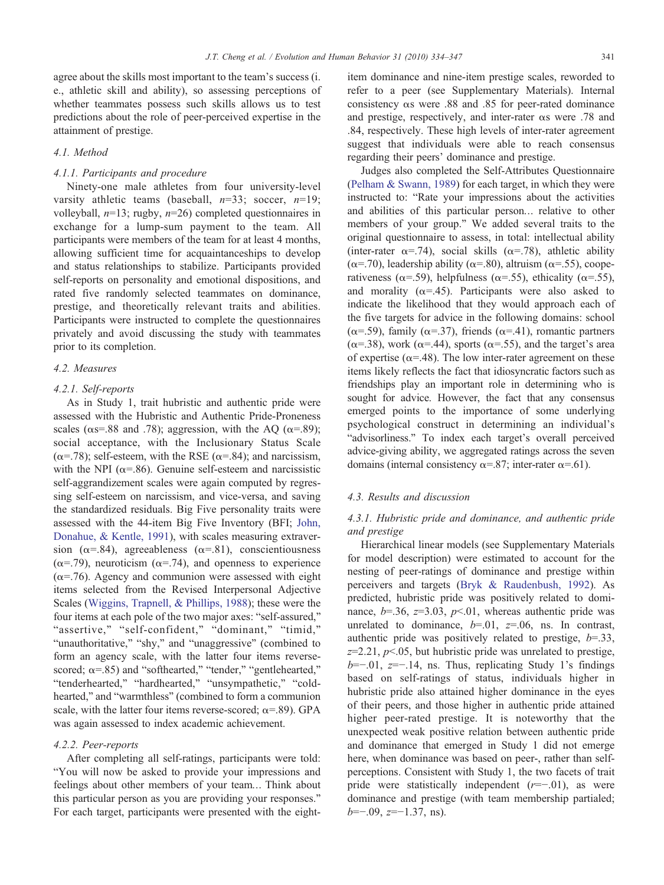agree about the skills most important to the team's success (i.e., athletic skill and ability), so assessing perceptions of whether teammates possess such skills allows us to test predictions about the role of peer-perceived expertise in the attainment of prestige.

### 4.1. Method

#### 4.1.1. Participants and procedure

Ninety-one male athletes from four university-level varsity athletic teams (baseball, $n$=33; soccer, $n$=19; volleyball, $n$=13; rugby, $n$=26) completed questionnaires in exchange for a lump-sum payment to the team. All participants were members of the team for at least 4 months, allowing sufficient time for acquaintanceships to develop and status relationships to stabilize. Participants provided self-reports on personality and emotional dispositions, and rated five randomly selected teammates on dominance, prestige, and theoretically relevant traits and abilities. Participants were instructed to complete the questionnaires privately and avoid discussing the study with teammates prior to its completion.

### 4.2. Measures

#### 4.2.1. Self-reports

As in Study 1, trait hubristic and authentic pride were assessed with the Hubristic and Authentic Pride-Proneness scales (αs=.88 and .78); aggression, with the AQ (α=.89); social acceptance, with the Inclusionary Status Scale (α=.78); self-esteem, with the RSE (α=.84); and narcissism, with the NPI (α=.86). Genuine self-esteem and narcissistic self-aggrandizement scales were again computed by regressing self-esteem on narcissism, and vice-versa, and saving the standardized residuals. Big Five personality traits were assessed with the 44-item Big Five Inventory (BFI; John, Donahue, & Kentle, 1991), with scales measuring extraversion (α=.84), agreeableness (α=.81), conscientiousness (α=.79), neuroticism (α=.74), and openness to experience (α=.76). Agency and communion were assessed with eight items selected from the Revised Interpersonal Adjective Scales (Wiggins, Trapnell, & Phillips, 1988); these were the four items at each pole of the two major axes: "self-assured," "assertive," "self-confident," "dominant," "timid," "unauthoritative," "shy," and "unaggressive" (combined to form an agency scale, with the latter four items reverse-scored; α=.85) and "softhearted," "tender," "gentlehearted," "tenderhearted," "hardhearted," "unsympathetic," "coldhearted," and "warmthless" (combined to form a communion scale, with the latter four items reverse-scored; α=.89). GPA was again assessed to index academic achievement.

#### 4.2.2. Peer-reports

After completing all self-ratings, participants were told: "You will now be asked to provide your impressions and feelings about other members of your team... Think about this particular person as you are providing your responses." For each target, participants were presented with the eight-item dominance and nine-item prestige scales, reworded to refer to a peer (see Supplementary Materials). Internal consistency αs were .88 and .85 for peer-rated dominance and prestige, respectively, and inter-rater αs were .78 and .84, respectively. These high levels of inter-rater agreement suggest that individuals were able to reach consensus regarding their peers' dominance and prestige.

Judges also completed the Self-Attributes Questionnaire (Pelham & Swann, 1989) for each target, in which they were instructed to: "Rate your impressions about the activities and abilities of this particular person... relative to other members of your group." We added several traits to the original questionnaire to assess, in total: intellectual ability (inter-rater α=.74), social skills (α=.78), athletic ability (α=.70), leadership ability (α=.80), altruism (α=.55), cooperativeness (α=.59), helpfulness (α=.55), ethicality (α=.55), and morality (α=.45). Participants were also asked to indicate the likelihood that they would approach each of the five targets for advice in the following domains: school (α=.59), family (α=.37), friends (α=.41), romantic partners (α=.38), work (α=.44), sports (α=.55), and the target's area of expertise (α=.48). The low inter-rater agreement on these items likely reflects the fact that idiosyncratic factors such as friendships play an important role in determining who is sought for advice. However, the fact that any consensus emerged points to the importance of some underlying psychological construct in determining an individual's "advisorliness." To index each target's overall perceived advice-giving ability, we aggregated ratings across the seven domains (internal consistency α=.87; inter-rater α=.61).

### 4.3. Results and discussion

#### 4.3.1. Hubristic pride and dominance, and authentic pride and prestige

Hierarchical linear models (see Supplementary Materials for model description) were estimated to account for the nesting of peer-ratings of dominance and prestige within perceivers and targets (Bryk & Raudenbush, 1992). As predicted, hubristic pride was positively related to dominance, $b$=.36, $z$=3.03, $p$<.01, whereas authentic pride was unrelated to dominance, $b$=.01, $z$=.06, ns. In contrast, authentic pride was positively related to prestige, $b$=.33, $z$=2.21, $p$<.05, but hubristic pride was unrelated to prestige, $b$=−.01, $z$=−.14, ns. Thus, replicating Study 1's findings based on self-ratings of status, individuals higher in hubristic pride also attained higher dominance in the eyes of their peers, and those higher in authentic pride attained higher peer-rated prestige. It is noteworthy that the unexpected weak positive relation between authentic pride and dominance that emerged in Study 1 did not emerge here, when dominance was based on peer-, rather than self-perceptions. Consistent with Study 1, the two facets of trait pride were statistically independent ($r$=−.01), as were dominance and prestige (with team membership partialed; $b$=−.09, $z$=−1.37, ns).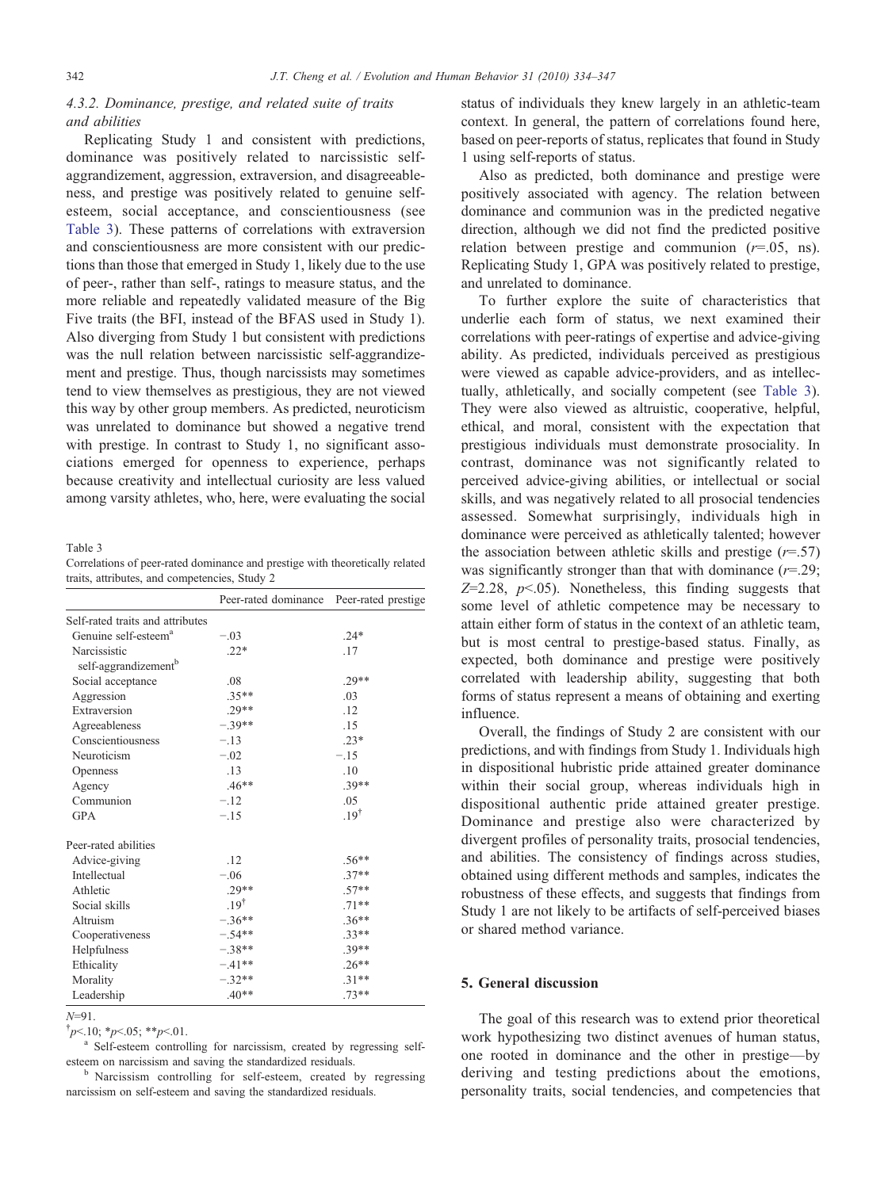#### 4.3.2. Dominance, prestige, and related suite of traits and abilities

Replicating Study 1 and consistent with predictions, dominance was positively related to narcissistic self-aggrandizement, aggression, extraversion, and disagreeableness, and prestige was positively related to genuine self-esteem, social acceptance, and conscientiousness (see Table 3). These patterns of correlations with extraversion and conscientiousness are more consistent with our predictions than those that emerged in Study 1, likely due to the use of peer-, rather than self-, ratings to measure status, and the more reliable and repeatedly validated measure of the Big Five traits (the BFI, instead of the BFAS used in Study 1). Also diverging from Study 1 but consistent with predictions was the null relation between narcissistic self-aggrandizement and prestige. Thus, though narcissists may sometimes tend to view themselves as prestigious, they are not viewed this way by other group members. As predicted, neuroticism was unrelated to dominance but showed a negative trend with prestige. In contrast to Study 1, no significant associations emerged for openness to experience, perhaps because creativity and intellectual curiosity are less valued among varsity athletes, who, here, were evaluating the social status of individuals they knew largely in an athletic-team context. In general, the pattern of correlations found here, based on peer-reports of status, replicates that found in Study 1 using self-reports of status.

Table 3
Correlations of peer-rated dominance and prestige with theoretically related traits, attributes, and competencies, Study 2

| | Peer-rated dominance | Peer-rated prestige |
|---|---|---|
| Self-rated traits and attributes | | |
| Genuine self-esteem[a] | −.03 | .24* |
| Narcissistic self-aggrandizement[b] | .22* | .17 |
| Social acceptance | .08 | .29** |
| Aggression | .35** | .03 |
| Extraversion | .29** | .12 |
| Agreeableness | −.39** | .15 |
| Conscientiousness | −.13 | .23* |
| Neuroticism | −.02 | −.15 |
| Openness | .13 | .10 |
| Agency | .46** | .39** |
| Communion | −.12 | .05 |
| GPA | −.15 | .19[†] |
| Peer-rated abilities | | |
| Advice-giving | .12 | .56** |
| Intellectual | −.06 | .37** |
| Athletic | .29** | .57** |
| Social skills | .19[†] | .71** |
| Altruism | −.36** | .36** |
| Cooperativeness | −.54** | .33** |
| Helpfulness | −.38** | .39** |
| Ethicality | −.41** | .26** |
| Morality | −.32** | .31** |
| Leadership | .40** | .73** |

$N$=91.

[†] $p$<.10; * $p$<.05; ** $p$<.01.

[a] Self-esteem controlling for narcissism, created by regressing self-esteem on narcissism and saving the standardized residuals.

[b] Narcissism controlling for self-esteem, created by regressing narcissism on self-esteem and saving the standardized residuals.

Also as predicted, both dominance and prestige were positively associated with agency. The relation between dominance and communion was in the predicted negative direction, although we did not find the predicted positive relation between prestige and communion ($r$=.05, ns). Replicating Study 1, GPA was positively related to prestige, and unrelated to dominance.

To further explore the suite of characteristics that underlie each form of status, we next examined their correlations with peer-ratings of expertise and advice-giving ability. As predicted, individuals perceived as prestigious were viewed as capable advice-providers, and as intellectually, athletically, and socially competent (see Table 3). They were also viewed as altruistic, cooperative, helpful, ethical, and moral, consistent with the expectation that prestigious individuals must demonstrate prosociality. In contrast, dominance was not significantly related to perceived advice-giving abilities, or intellectual or social skills, and was negatively related to all prosocial tendencies assessed. Somewhat surprisingly, individuals high in dominance were perceived as athletically talented; however the association between athletic skills and prestige ($r$=.57) was significantly stronger than that with dominance ($r$=.29; $Z$=2.28, $p$<.05). Nonetheless, this finding suggests that some level of athletic competence may be necessary to attain either form of status in the context of an athletic team, but is most central to prestige-based status. Finally, as expected, both dominance and prestige were positively correlated with leadership ability, suggesting that both forms of status represent a means of obtaining and exerting influence.

Overall, the findings of Study 2 are consistent with our predictions, and with findings from Study 1. Individuals high in dispositional hubristic pride attained greater dominance within their social group, whereas individuals high in dispositional authentic pride attained greater prestige. Dominance and prestige also were characterized by divergent profiles of personality traits, prosocial tendencies, and abilities. The consistency of findings across studies, obtained using different methods and samples, indicates the robustness of these effects, and suggests that findings from Study 1 are not likely to be artifacts of self-perceived biases or shared method variance.

## 5. General discussion

The goal of this research was to extend prior theoretical work hypothesizing two distinct avenues of human status, one rooted in dominance and the other in prestige—by deriving and testing predictions about the emotions, personality traits, social tendencies, and competencies that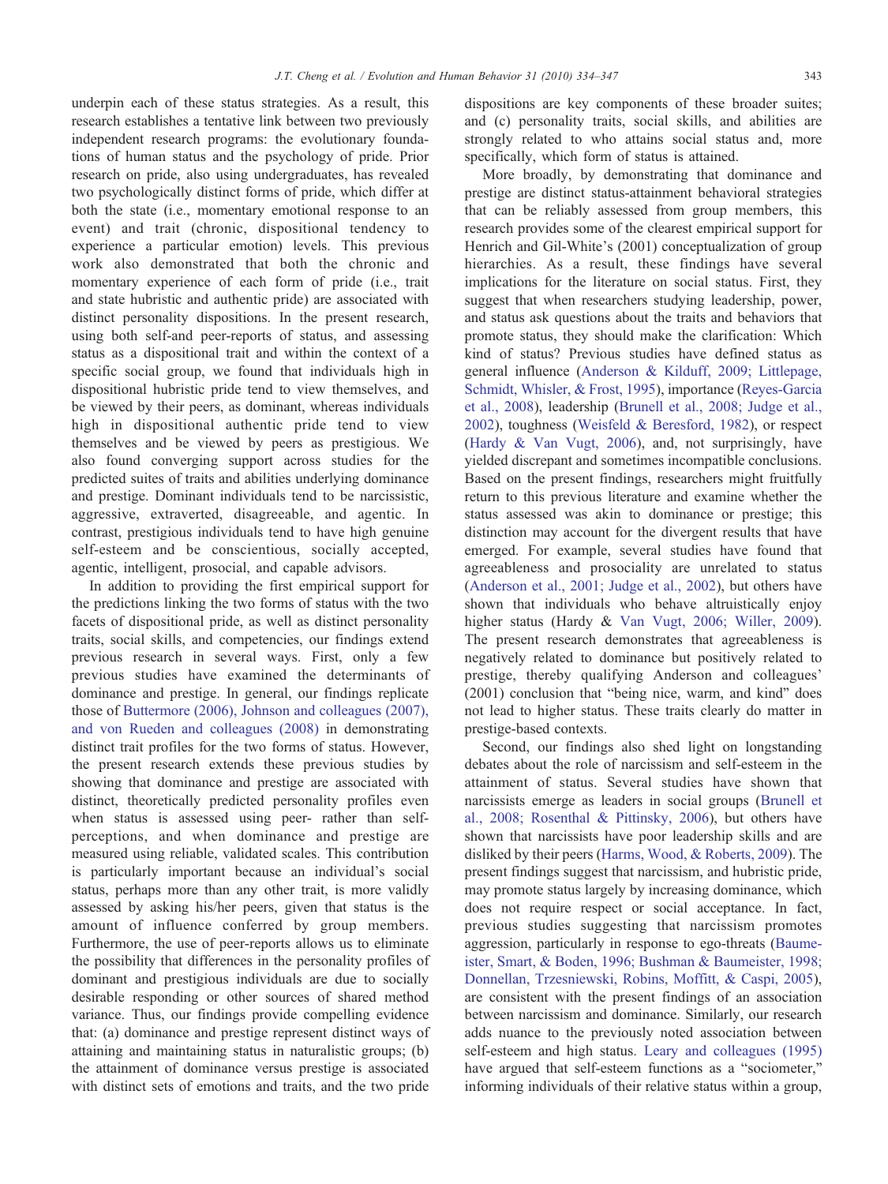underpin each of these status strategies. As a result, this research establishes a tentative link between two previously independent research programs: the evolutionary foundations of human status and the psychology of pride. Prior research on pride, also using undergraduates, has revealed two psychologically distinct forms of pride, which differ at both the state (i.e., momentary emotional response to an event) and trait (chronic, dispositional tendency to experience a particular emotion) levels. This previous work also demonstrated that both the chronic and momentary experience of each form of pride (i.e., trait and state hubristic and authentic pride) are associated with distinct personality dispositions. In the present research, using both self-and peer-reports of status, and assessing status as a dispositional trait and within the context of a specific social group, we found that individuals high in dispositional hubristic pride tend to view themselves, and be viewed by their peers, as dominant, whereas individuals high in dispositional authentic pride tend to view themselves and be viewed by peers as prestigious. We also found converging support across studies for the predicted suites of traits and abilities underlying dominance and prestige. Dominant individuals tend to be narcissistic, aggressive, extraverted, disagreeable, and agentic. In contrast, prestigious individuals tend to have high genuine self-esteem and be conscientious, socially accepted, agentic, intelligent, prosocial, and capable advisors.

In addition to providing the first empirical support for the predictions linking the two forms of status with the two facets of dispositional pride, as well as distinct personality traits, social skills, and competencies, our findings extend previous research in several ways. First, only a few previous studies have examined the determinants of dominance and prestige. In general, our findings replicate those of Buttermore (2006), Johnson and colleagues (2007), and von Rueden and colleagues (2008) in demonstrating distinct trait profiles for the two forms of status. However, the present research extends these previous studies by showing that dominance and prestige are associated with distinct, theoretically predicted personality profiles even when status is assessed using peer- rather than self-perceptions, and when dominance and prestige are measured using reliable, validated scales. This contribution is particularly important because an individual's social status, perhaps more than any other trait, is more validly assessed by asking his/her peers, given that status is the amount of influence conferred by group members. Furthermore, the use of peer-reports allows us to eliminate the possibility that differences in the personality profiles of dominant and prestigious individuals are due to socially desirable responding or other sources of shared method variance. Thus, our findings provide compelling evidence that: (a) dominance and prestige represent distinct ways of attaining and maintaining status in naturalistic groups; (b) the attainment of dominance versus prestige is associated with distinct sets of emotions and traits, and the two pride dispositions are key components of these broader suites; and (c) personality traits, social skills, and abilities are strongly related to who attains social status and, more specifically, which form of status is attained.

More broadly, by demonstrating that dominance and prestige are distinct status-attainment behavioral strategies that can be reliably assessed from group members, this research provides some of the clearest empirical support for Henrich and Gil-White's (2001) conceptualization of group hierarchies. As a result, these findings have several implications for the literature on social status. First, they suggest that when researchers studying leadership, power, and status ask questions about the traits and behaviors that promote status, they should make the clarification: Which kind of status? Previous studies have defined status as general influence (Anderson & Kilduff, 2009; Littlepage, Schmidt, Whisler, & Frost, 1995), importance (Reyes-Garcia et al., 2008), leadership (Brunell et al., 2008; Judge et al., 2002), toughness (Weisfeld & Beresford, 1982), or respect (Hardy & Van Vugt, 2006), and, not surprisingly, have yielded discrepant and sometimes incompatible conclusions. Based on the present findings, researchers might fruitfully return to this previous literature and examine whether the status assessed was akin to dominance or prestige; this distinction may account for the divergent results that have emerged. For example, several studies have found that agreeableness and prosociality are unrelated to status (Anderson et al., 2001; Judge et al., 2002), but others have shown that individuals who behave altruistically enjoy higher status (Hardy & Van Vugt, 2006; Willer, 2009). The present research demonstrates that agreeableness is negatively related to dominance but positively related to prestige, thereby qualifying Anderson and colleagues' (2001) conclusion that "being nice, warm, and kind" does not lead to higher status. These traits clearly do matter in prestige-based contexts.

Second, our findings also shed light on longstanding debates about the role of narcissism and self-esteem in the attainment of status. Several studies have shown that narcissists emerge as leaders in social groups (Brunell et al., 2008; Rosenthal & Pittinsky, 2006), but others have shown that narcissists have poor leadership skills and are disliked by their peers (Harms, Wood, & Roberts, 2009). The present findings suggest that narcissism, and hubristic pride, may promote status largely by increasing dominance, which does not require respect or social acceptance. In fact, previous studies suggesting that narcissism promotes aggression, particularly in response to ego-threats (Baumeister, Smart, & Boden, 1996; Bushman & Baumeister, 1998; Donnellan, Trzesniewski, Robins, Moffitt, & Caspi, 2005), are consistent with the present findings of an association between narcissism and dominance. Similarly, our research adds nuance to the previously noted association between self-esteem and high status. Leary and colleagues (1995) have argued that self-esteem functions as a "sociometer," informing individuals of their relative status within a group,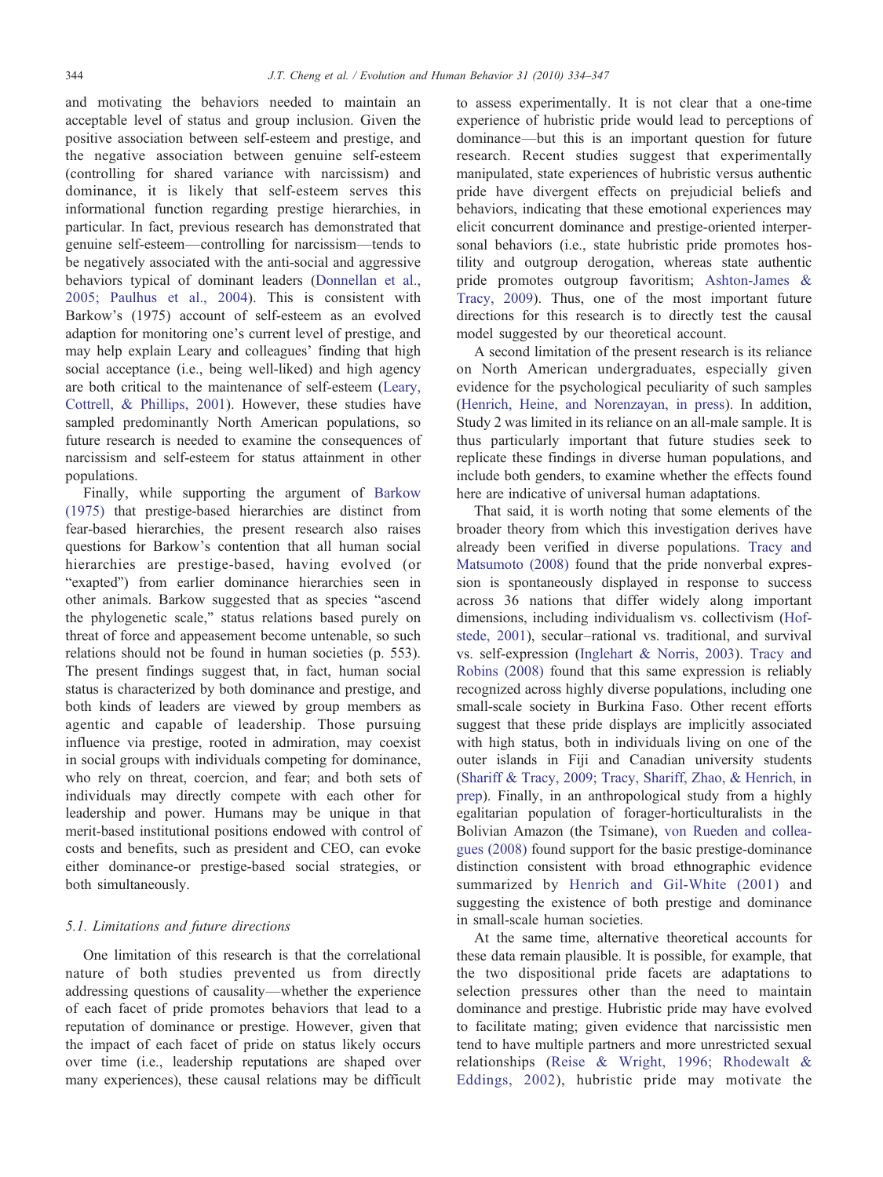and motivating the behaviors needed to maintain an acceptable level of status and group inclusion. Given the positive association between self-esteem and prestige, and the negative association between genuine self-esteem (controlling for shared variance with narcissism) and dominance, it is likely that self-esteem serves this informational function regarding prestige hierarchies, in particular. In fact, previous research has demonstrated that genuine self-esteem—controlling for narcissism—tends to be negatively associated with the anti-social and aggressive behaviors typical of dominant leaders (Donnellan et al., 2005; Paulhus et al., 2004). This is consistent with Barkow's (1975) account of self-esteem as an evolved adaption for monitoring one's current level of prestige, and may help explain Leary and colleagues' finding that high social acceptance (i.e., being well-liked) and high agency are both critical to the maintenance of self-esteem (Leary, Cottrell, & Phillips, 2001). However, these studies have sampled predominantly North American populations, so future research is needed to examine the consequences of narcissism and self-esteem for status attainment in other populations.

Finally, while supporting the argument of Barkow (1975) that prestige-based hierarchies are distinct from fear-based hierarchies, the present research also raises questions for Barkow's contention that all human social hierarchies are prestige-based, having evolved (or "exapted") from earlier dominance hierarchies seen in other animals. Barkow suggested that as species "ascend the phylogenetic scale," status relations based purely on threat of force and appeasement become untenable, so such relations should not be found in human societies (p. 553). The present findings suggest that, in fact, human social status is characterized by both dominance and prestige, and both kinds of leaders are viewed by group members as agentic and capable of leadership. Those pursuing influence via prestige, rooted in admiration, may coexist in social groups with individuals competing for dominance, who rely on threat, coercion, and fear; and both sets of individuals may directly compete with each other for leadership and power. Humans may be unique in that merit-based institutional positions endowed with control of costs and benefits, such as president and CEO, can evoke either dominance-or prestige-based social strategies, or both simultaneously.

### 5.1. Limitations and future directions

One limitation of this research is that the correlational nature of both studies prevented us from directly addressing questions of causality—whether the experience of each facet of pride promotes behaviors that lead to a reputation of dominance or prestige. However, given that the impact of each facet of pride on status likely occurs over time (i.e., leadership reputations are shaped over many experiences), these causal relations may be difficult to assess experimentally. It is not clear that a one-time experience of hubristic pride would lead to perceptions of dominance—but this is an important question for future research. Recent studies suggest that experimentally manipulated, state experiences of hubristic versus authentic pride have divergent effects on prejudicial beliefs and behaviors, indicating that these emotional experiences may elicit concurrent dominance and prestige-oriented interpersonal behaviors (i.e., state hubristic pride promotes hostility and outgroup derogation, whereas state authentic pride promotes outgroup favoritism; Ashton-James & Tracy, 2009). Thus, one of the most important future directions for this research is to directly test the causal model suggested by our theoretical account.

A second limitation of the present research is its reliance on North American undergraduates, especially given evidence for the psychological peculiarity of such samples (Henrich, Heine, and Norenzayan, in press). In addition, Study 2 was limited in its reliance on an all-male sample. It is thus particularly important that future studies seek to replicate these findings in diverse human populations, and include both genders, to examine whether the effects found here are indicative of universal human adaptations.

That said, it is worth noting that some elements of the broader theory from which this investigation derives have already been verified in diverse populations. Tracy and Matsumoto (2008) found that the pride nonverbal expression is spontaneously displayed in response to success across 36 nations that differ widely along important dimensions, including individualism vs. collectivism (Hofstede, 2001), secular–rational vs. traditional, and survival vs. self-expression (Inglehart & Norris, 2003). Tracy and Robins (2008) found that this same expression is reliably recognized across highly diverse populations, including one small-scale society in Burkina Faso. Other recent efforts suggest that these pride displays are implicitly associated with high status, both in individuals living on one of the outer islands in Fiji and Canadian university students (Shariff & Tracy, 2009; Tracy, Shariff, Zhao, & Henrich, in prep). Finally, in an anthropological study from a highly egalitarian population of forager-horticulturalists in the Bolivian Amazon (the Tsimane), von Rueden and colleagues (2008) found support for the basic prestige-dominance distinction consistent with broad ethnographic evidence summarized by Henrich and Gil-White (2001) and suggesting the existence of both prestige and dominance in small-scale human societies.

At the same time, alternative theoretical accounts for these data remain plausible. It is possible, for example, that the two dispositional pride facets are adaptations to selection pressures other than the need to maintain dominance and prestige. Hubristic pride may have evolved to facilitate mating; given evidence that narcissistic men tend to have multiple partners and more unrestricted sexual relationships (Reise & Wright, 1996; Rhodewalt & Eddings, 2002), hubristic pride may motivate the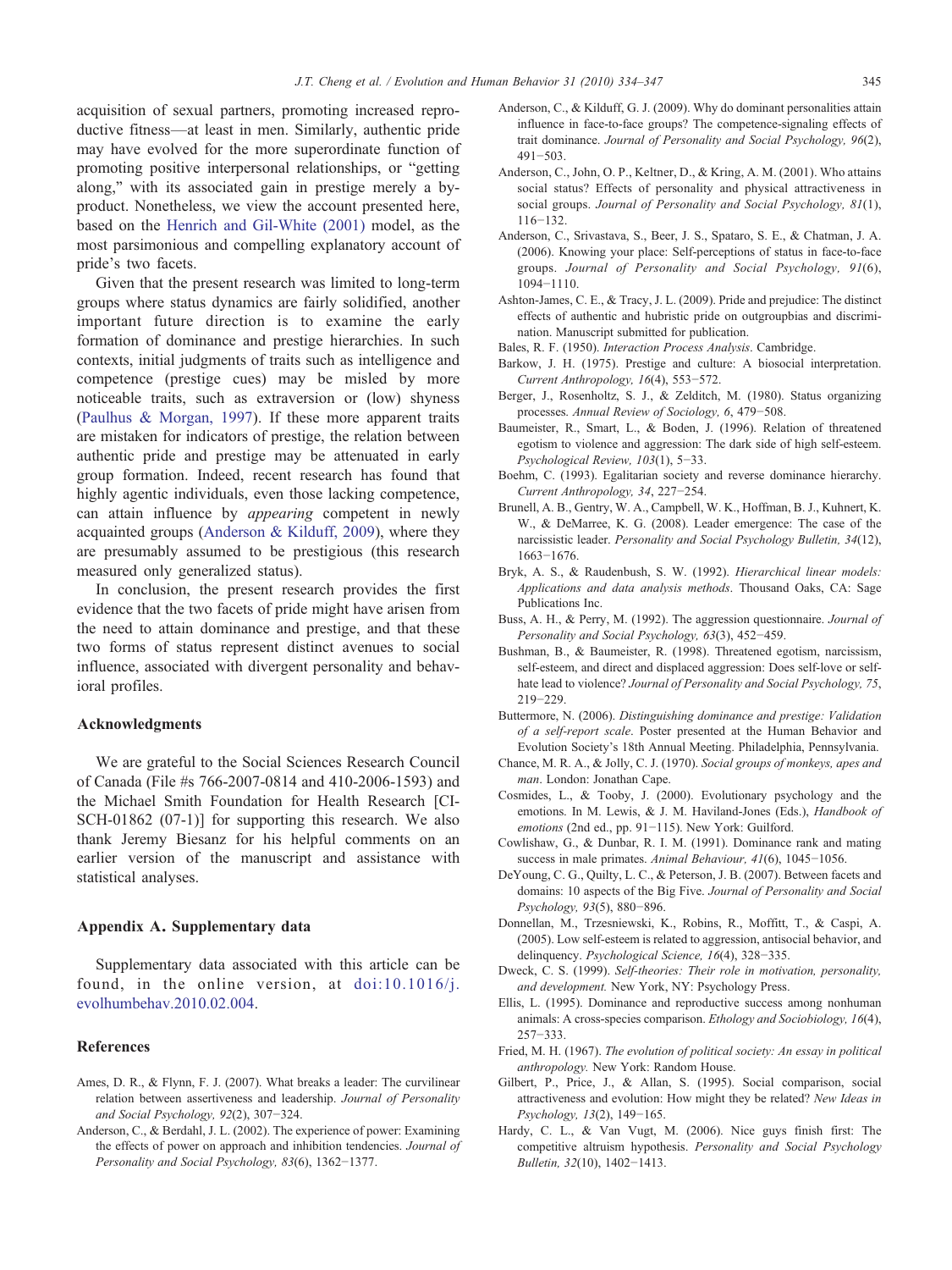acquisition of sexual partners, promoting increased reproductive fitness—at least in men. Similarly, authentic pride may have evolved for the more superordinate function of promoting positive interpersonal relationships, or "getting along," with its associated gain in prestige merely a by-product. Nonetheless, we view the account presented here, based on the Henrich and Gil-White (2001) model, as the most parsimonious and compelling explanatory account of pride's two facets.

Given that the present research was limited to long-term groups where status dynamics are fairly solidified, another important future direction is to examine the early formation of dominance and prestige hierarchies. In such contexts, initial judgments of traits such as intelligence and competence (prestige cues) may be misled by more noticeable traits, such as extraversion or (low) shyness (Paulhus & Morgan, 1997). If these more apparent traits are mistaken for indicators of prestige, the relation between authentic pride and prestige may be attenuated in early group formation. Indeed, recent research has found that highly agentic individuals, even those lacking competence, can attain influence by *appearing* competent in newly acquainted groups (Anderson & Kilduff, 2009), where they are presumably assumed to be prestigious (this research measured only generalized status).

In conclusion, the present research provides the first evidence that the two facets of pride might have arisen from the need to attain dominance and prestige, and that these two forms of status represent distinct avenues to social influence, associated with divergent personality and behavioral profiles.

## Acknowledgments

We are grateful to the Social Sciences Research Council of Canada (File #s 766-2007-0814 and 410-2006-1593) and the Michael Smith Foundation for Health Research [CI-SCH-01862 (07-1)] for supporting this research. We also thank Jeremy Biesanz for his helpful comments on an earlier version of the manuscript and assistance with statistical analyses.

## Appendix A. Supplementary data

Supplementary data associated with this article can be found, in the online version, at doi:10.1016/j.evolhumbehav.2010.02.004.

## References

Ames, D. R., & Flynn, F. J. (2007). What breaks a leader: The curvilinear relation between assertiveness and leadership. *Journal of Personality and Social Psychology, 92*(2), 307−324.

Anderson, C., & Berdahl, J. L. (2002). The experience of power: Examining the effects of power on approach and inhibition tendencies. *Journal of Personality and Social Psychology, 83*(6), 1362−1377.

Anderson, C., & Kilduff, G. J. (2009). Why do dominant personalities attain influence in face-to-face groups? The competence-signaling effects of trait dominance. *Journal of Personality and Social Psychology, 96*(2), 491−503.

Anderson, C., John, O. P., Keltner, D., & Kring, A. M. (2001). Who attains social status? Effects of personality and physical attractiveness in social groups. *Journal of Personality and Social Psychology, 81*(1), 116−132.

Anderson, C., Srivastava, S., Beer, J. S., Spataro, S. E., & Chatman, J. A. (2006). Knowing your place: Self-perceptions of status in face-to-face groups. *Journal of Personality and Social Psychology, 91*(6), 1094−1110.

Ashton-James, C. E., & Tracy, J. L. (2009). Pride and prejudice: The distinct effects of authentic and hubristic pride on outgroupbias and discrimination. Manuscript submitted for publication.

Bales, R. F. (1950). *Interaction Process Analysis*. Cambridge.

Barkow, J. H. (1975). Prestige and culture: A biosocial interpretation. *Current Anthropology, 16*(4), 553−572.

Berger, J., Rosenholtz, S. J., & Zelditch, M. (1980). Status organizing processes. *Annual Review of Sociology, 6*, 479−508.

Baumeister, R., Smart, L., & Boden, J. (1996). Relation of threatened egotism to violence and aggression: The dark side of high self-esteem. *Psychological Review, 103*(1), 5−33.

Boehm, C. (1993). Egalitarian society and reverse dominance hierarchy. *Current Anthropology, 34*, 227−254.

Brunell, A. B., Gentry, W. A., Campbell, W. K., Hoffman, B. J., Kuhnert, K. W., & DeMarree, K. G. (2008). Leader emergence: The case of the narcissistic leader. *Personality and Social Psychology Bulletin, 34*(12), 1663−1676.

Bryk, A. S., & Raudenbush, S. W. (1992). *Hierarchical linear models: Applications and data analysis methods*. Thousand Oaks, CA: Sage Publications Inc.

Buss, A. H., & Perry, M. (1992). The aggression questionnaire. *Journal of Personality and Social Psychology, 63*(3), 452−459.

Bushman, B., & Baumeister, R. (1998). Threatened egotism, narcissism, self-esteem, and direct and displaced aggression: Does self-love or self-hate lead to violence? *Journal of Personality and Social Psychology, 75*, 219−229.

Buttermore, N. (2006). *Distinguishing dominance and prestige: Validation of a self-report scale*. Poster presented at the Human Behavior and Evolution Society's 18th Annual Meeting. Philadelphia, Pennsylvania.

Chance, M. R. A., & Jolly, C. J. (1970). *Social groups of monkeys, apes and man*. London: Jonathan Cape.

Cosmides, L., & Tooby, J. (2000). Evolutionary psychology and the emotions. In M. Lewis, & J. M. Haviland-Jones (Eds.), *Handbook of emotions* (2nd ed., pp. 91−115). New York: Guilford.

Cowlishaw, G., & Dunbar, R. I. M. (1991). Dominance rank and mating success in male primates. *Animal Behaviour, 41*(6), 1045−1056.

DeYoung, C. G., Quilty, L. C., & Peterson, J. B. (2007). Between facets and domains: 10 aspects of the Big Five. *Journal of Personality and Social Psychology, 93*(5), 880−896.

Donnellan, M., Trzesniewski, K., Robins, R., Moffitt, T., & Caspi, A. (2005). Low self-esteem is related to aggression, antisocial behavior, and delinquency. *Psychological Science, 16*(4), 328−335.

Dweck, C. S. (1999). *Self-theories: Their role in motivation, personality, and development.* New York, NY: Psychology Press.

Ellis, L. (1995). Dominance and reproductive success among nonhuman animals: A cross-species comparison. *Ethology and Sociobiology, 16*(4), 257−333.

Fried, M. H. (1967). *The evolution of political society: An essay in political anthropology.* New York: Random House.

Gilbert, P., Price, J., & Allan, S. (1995). Social comparison, social attractiveness and evolution: How might they be related? *New Ideas in Psychology, 13*(2), 149−165.

Hardy, C. L., & Van Vugt, M. (2006). Nice guys finish first: The competitive altruism hypothesis. *Personality and Social Psychology Bulletin, 32*(10), 1402−1413.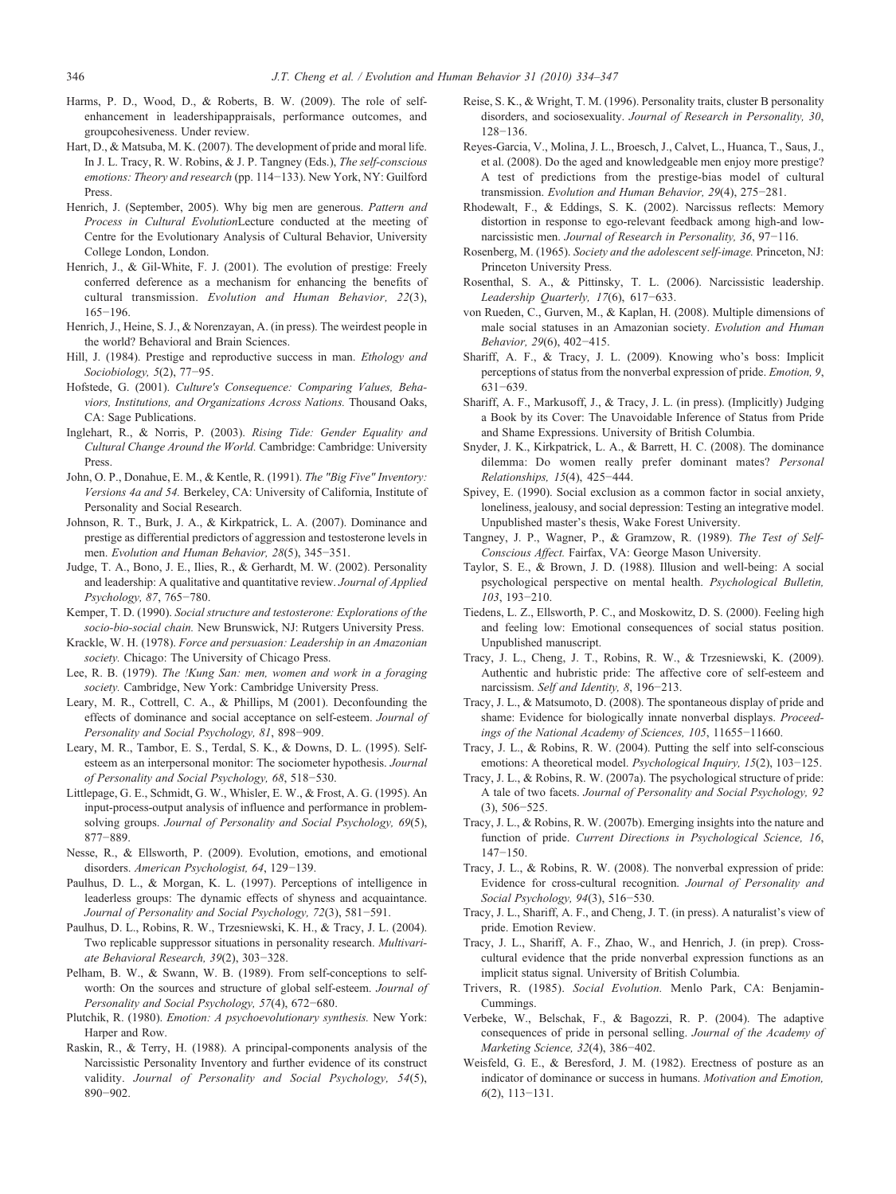Harms, P. D., Wood, D., & Roberts, B. W. (2009). The role of self-enhancement in leadershipappraisals, performance outcomes, and groupcohesiveness. Under review.

Hart, D., & Matsuba, M. K. (2007). The development of pride and moral life. In J. L. Tracy, R. W. Robins, & J. P. Tangney (Eds.), *The self-conscious emotions: Theory and research* (pp. 114−133). New York, NY: Guilford Press.

Henrich, J. (September, 2005). Why big men are generous. *Pattern and Process in Cultural Evolution*Lecture conducted at the meeting of Centre for the Evolutionary Analysis of Cultural Behavior, University College London, London.

Henrich, J., & Gil-White, F. J. (2001). The evolution of prestige: Freely conferred deference as a mechanism for enhancing the benefits of cultural transmission. *Evolution and Human Behavior, 22*(3), 165−196.

Henrich, J., Heine, S. J., & Norenzayan, A. (in press). The weirdest people in the world? Behavioral and Brain Sciences.

Hill, J. (1984). Prestige and reproductive success in man. *Ethology and Sociobiology, 5*(2), 77−95.

Hofstede, G. (2001). *Culture's Consequence: Comparing Values, Behaviors, Institutions, and Organizations Across Nations.* Thousand Oaks, CA: Sage Publications.

Inglehart, R., & Norris, P. (2003). *Rising Tide: Gender Equality and Cultural Change Around the World.* Cambridge: Cambridge: University Press.

John, O. P., Donahue, E. M., & Kentle, R. (1991). *The "Big Five" Inventory: Versions 4a and 54.* Berkeley, CA: University of California, Institute of Personality and Social Research.

Johnson, R. T., Burk, J. A., & Kirkpatrick, L. A. (2007). Dominance and prestige as differential predictors of aggression and testosterone levels in men. *Evolution and Human Behavior, 28*(5), 345−351.

Judge, T. A., Bono, J. E., Ilies, R., & Gerhardt, M. W. (2002). Personality and leadership: A qualitative and quantitative review. *Journal of Applied Psychology, 87*, 765−780.

Kemper, T. D. (1990). *Social structure and testosterone: Explorations of the socio-bio-social chain.* New Brunswick, NJ: Rutgers University Press.

Krackle, W. H. (1978). *Force and persuasion: Leadership in an Amazonian society.* Chicago: The University of Chicago Press.

Lee, R. B. (1979). *The !Kung San: men, women and work in a foraging society.* Cambridge, New York: Cambridge University Press.

Leary, M. R., Cottrell, C. A., & Phillips, M (2001). Deconfounding the effects of dominance and social acceptance on self-esteem. *Journal of Personality and Social Psychology, 81*, 898−909.

Leary, M. R., Tambor, E. S., Terdal, S. K., & Downs, D. L. (1995). Self-esteem as an interpersonal monitor: The sociometer hypothesis. *Journal of Personality and Social Psychology, 68*, 518−530.

Littlepage, G. E., Schmidt, G. W., Whisler, E. W., & Frost, A. G. (1995). An input-process-output analysis of influence and performance in problem-solving groups. *Journal of Personality and Social Psychology, 69*(5), 877−889.

Nesse, R., & Ellsworth, P. (2009). Evolution, emotions, and emotional disorders. *American Psychologist, 64*, 129−139.

Paulhus, D. L., & Morgan, K. L. (1997). Perceptions of intelligence in leaderless groups: The dynamic effects of shyness and acquaintance. *Journal of Personality and Social Psychology, 72*(3), 581−591.

Paulhus, D. L., Robins, R. W., Trzesniewski, K. H., & Tracy, J. L. (2004). Two replicable suppressor situations in personality research. *Multivariate Behavioral Research, 39*(2), 303−328.

Pelham, B. W., & Swann, W. B. (1989). From self-conceptions to self-worth: On the sources and structure of global self-esteem. *Journal of Personality and Social Psychology, 57*(4), 672−680.

Plutchik, R. (1980). *Emotion: A psychoevolutionary synthesis.* New York: Harper and Row.

Raskin, R., & Terry, H. (1988). A principal-components analysis of the Narcissistic Personality Inventory and further evidence of its construct validity. *Journal of Personality and Social Psychology, 54*(5), 890−902.

Reise, S. K., & Wright, T. M. (1996). Personality traits, cluster B personality disorders, and sociosexuality. *Journal of Research in Personality, 30*, 128−136.

Reyes-Garcia, V., Molina, J. L., Broesch, J., Calvet, L., Huanca, T., Saus, J., et al. (2008). Do the aged and knowledgeable men enjoy more prestige? A test of predictions from the prestige-bias model of cultural transmission. *Evolution and Human Behavior, 29*(4), 275−281.

Rhodewalt, F., & Eddings, S. K. (2002). Narcissus reflects: Memory distortion in response to ego-relevant feedback among high-and low-narcissistic men. *Journal of Research in Personality, 36*, 97−116.

Rosenberg, M. (1965). *Society and the adolescent self-image.* Princeton, NJ: Princeton University Press.

Rosenthal, S. A., & Pittinsky, T. L. (2006). Narcissistic leadership. *Leadership Quarterly, 17*(6), 617−633.

von Rueden, C., Gurven, M., & Kaplan, H. (2008). Multiple dimensions of male social statuses in an Amazonian society. *Evolution and Human Behavior, 29*(6), 402−415.

Shariff, A. F., & Tracy, J. L. (2009). Knowing who's boss: Implicit perceptions of status from the nonverbal expression of pride. *Emotion, 9*, 631−639.

Shariff, A. F., Markusoff, J., & Tracy, J. L. (in press). (Implicitly) Judging a Book by its Cover: The Unavoidable Inference of Status from Pride and Shame Expressions. University of British Columbia.

Snyder, J. K., Kirkpatrick, L. A., & Barrett, H. C. (2008). The dominance dilemma: Do women really prefer dominant mates? *Personal Relationships, 15*(4), 425−444.

Spivey, E. (1990). Social exclusion as a common factor in social anxiety, loneliness, jealousy, and social depression: Testing an integrative model. Unpublished master's thesis, Wake Forest University.

Tangney, J. P., Wagner, P., & Gramzow, R. (1989). *The Test of Self-Conscious Affect.* Fairfax, VA: George Mason University.

Taylor, S. E., & Brown, J. D. (1988). Illusion and well-being: A social psychological perspective on mental health. *Psychological Bulletin, 103*, 193−210.

Tiedens, L. Z., Ellsworth, P. C., and Moskowitz, D. S. (2000). Feeling high and feeling low: Emotional consequences of social status position. Unpublished manuscript.

Tracy, J. L., Cheng, J. T., Robins, R. W., & Trzesniewski, K. (2009). Authentic and hubristic pride: The affective core of self-esteem and narcissism. *Self and Identity, 8*, 196−213.

Tracy, J. L., & Matsumoto, D. (2008). The spontaneous display of pride and shame: Evidence for biologically innate nonverbal displays. *Proceedings of the National Academy of Sciences, 105*, 11655−11660.

Tracy, J. L., & Robins, R. W. (2004). Putting the self into self-conscious emotions: A theoretical model. *Psychological Inquiry, 15*(2), 103−125.

Tracy, J. L., & Robins, R. W. (2007a). The psychological structure of pride: A tale of two facets. *Journal of Personality and Social Psychology, 92* (3), 506−525.

Tracy, J. L., & Robins, R. W. (2007b). Emerging insights into the nature and function of pride. *Current Directions in Psychological Science, 16*, 147−150.

Tracy, J. L., & Robins, R. W. (2008). The nonverbal expression of pride: Evidence for cross-cultural recognition. *Journal of Personality and Social Psychology, 94*(3), 516−530.

Tracy, J. L., Shariff, A. F., and Cheng, J. T. (in press). A naturalist's view of pride. Emotion Review.

Tracy, J. L., Shariff, A. F., Zhao, W., and Henrich, J. (in prep). Cross-cultural evidence that the pride nonverbal expression functions as an implicit status signal. University of British Columbia.

Trivers, R. (1985). *Social Evolution.* Menlo Park, CA: Benjamin-Cummings.

Verbeke, W., Belschak, F., & Bagozzi, R. P. (2004). The adaptive consequences of pride in personal selling. *Journal of the Academy of Marketing Science, 32*(4), 386−402.

Weisfeld, G. E., & Beresford, J. M. (1982). Erectness of posture as an indicator of dominance or success in humans. *Motivation and Emotion, 6*(2), 113−131.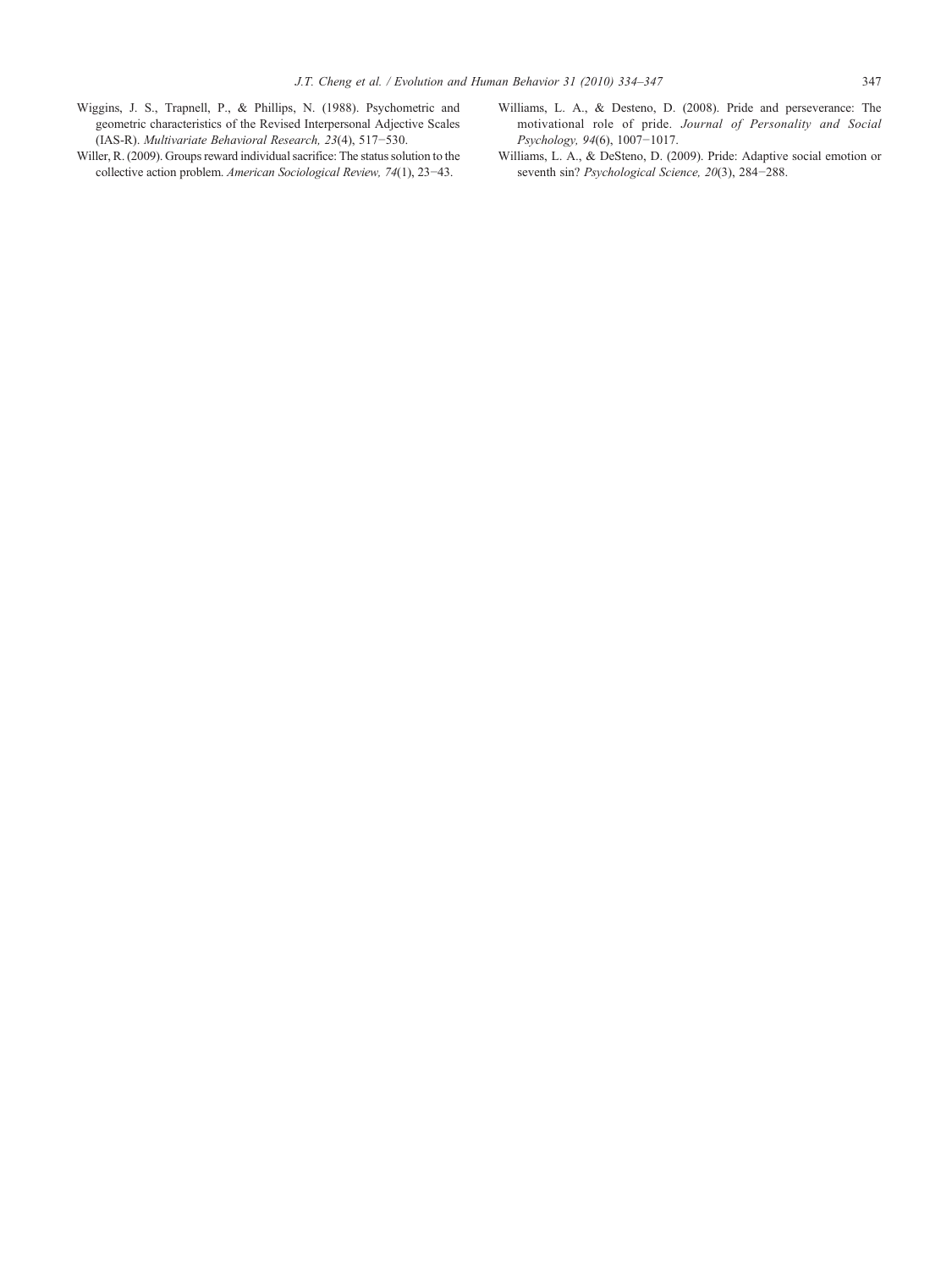Wiggins, J. S., Trapnell, P., & Phillips, N. (1988). Psychometric and geometric characteristics of the Revised Interpersonal Adjective Scales (IAS-R). *Multivariate Behavioral Research, 23*(4), 517–530.

Willer, R. (2009). Groups reward individual sacrifice: The status solution to the collective action problem. *American Sociological Review, 74*(1), 23–43.

Williams, L. A., & Desteno, D. (2008). Pride and perseverance: The motivational role of pride. *Journal of Personality and Social Psychology, 94*(6), 1007–1017.

Williams, L. A., & DeSteno, D. (2009). Pride: Adaptive social emotion or seventh sin? *Psychological Science, 20*(3), 284–288.